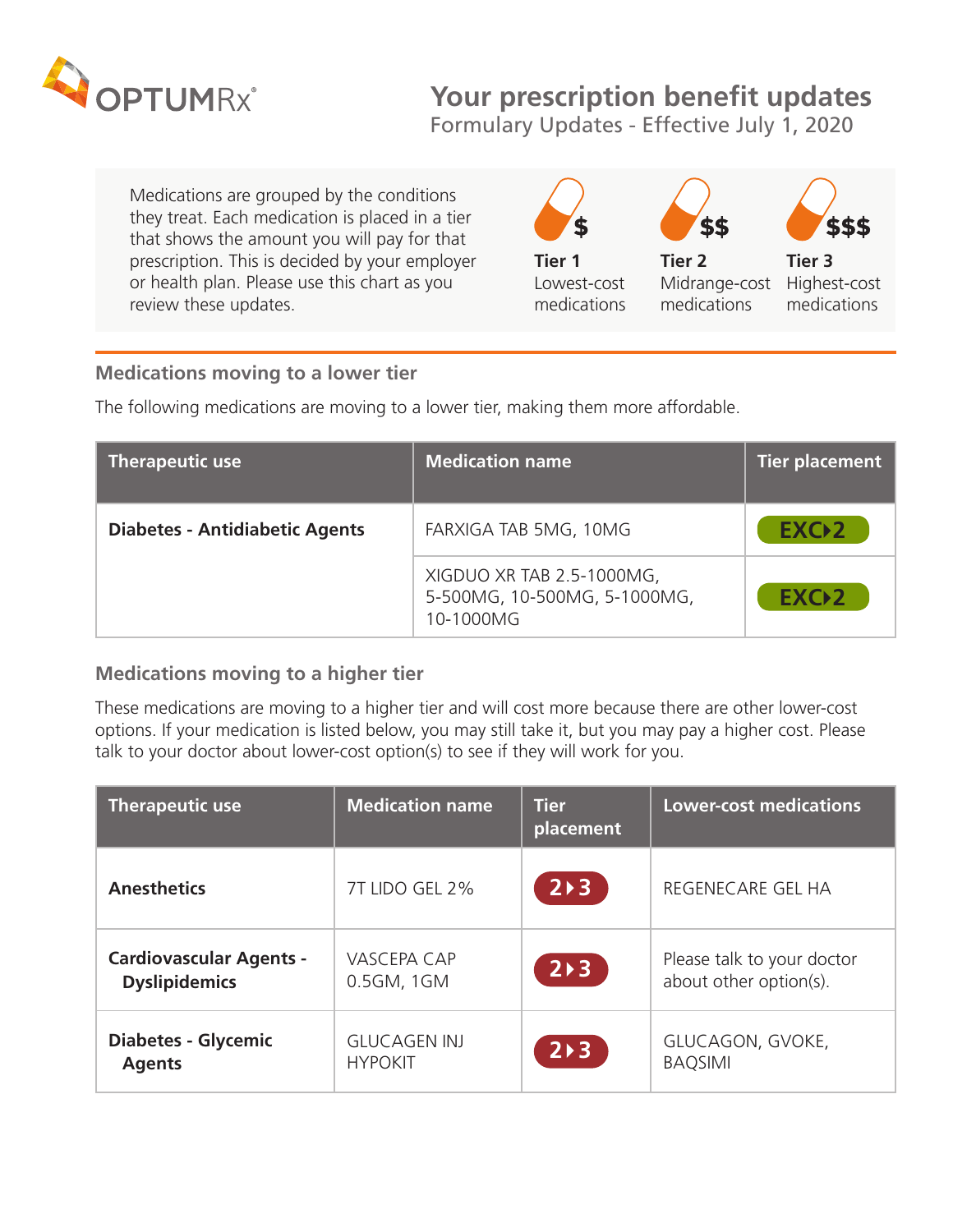OPTUMRx®

# Your prescription benefit updates

Formulary Updates - Effective July 1, 2020

Medications are grouped by the conditions they treat. Each medication is placed in a tier that shows the amount you will pay for that prescription. This is decided by your employer or health plan. Please use this chart as you review these updates.

| $ | $$ | $$$ |
|---|---|---|
| **Tier 1** Lowest-cost medications | **Tier 2** Midrange-cost medications | **Tier 3** Highest-cost medications |

## Medications moving to a lower tier

The following medications are moving to a lower tier, making them more affordable.

| Therapeutic use | Medication name | Tier placement |
|---|---|---|
| **Diabetes - Antidiabetic Agents** | FARXIGA TAB 5MG, 10MG | EXC ▸ 2 |
| | XIGDUO XR TAB 2.5-1000MG, 5-500MG, 10-500MG, 5-1000MG, 10-1000MG | EXC ▸ 2 |

## Medications moving to a higher tier

These medications are moving to a higher tier and will cost more because there are other lower-cost options. If your medication is listed below, you may still take it, but you may pay a higher cost. Please talk to your doctor about lower-cost option(s) to see if they will work for you.

| Therapeutic use | Medication name | Tier placement | Lower-cost medications |
|---|---|---|---|
| **Anesthetics** | 7T LIDO GEL 2% | 2 ▸ 3 | REGENECARE GEL HA |
| **Cardiovascular Agents - Dyslipidemics** | VASCEPA CAP 0.5GM, 1GM | 2 ▸ 3 | Please talk to your doctor about other option(s). |
| **Diabetes - Glycemic Agents** | GLUCAGEN INJ HYPOKIT | 2 ▸ 3 | GLUCAGON, GVOKE, BAQSIMI |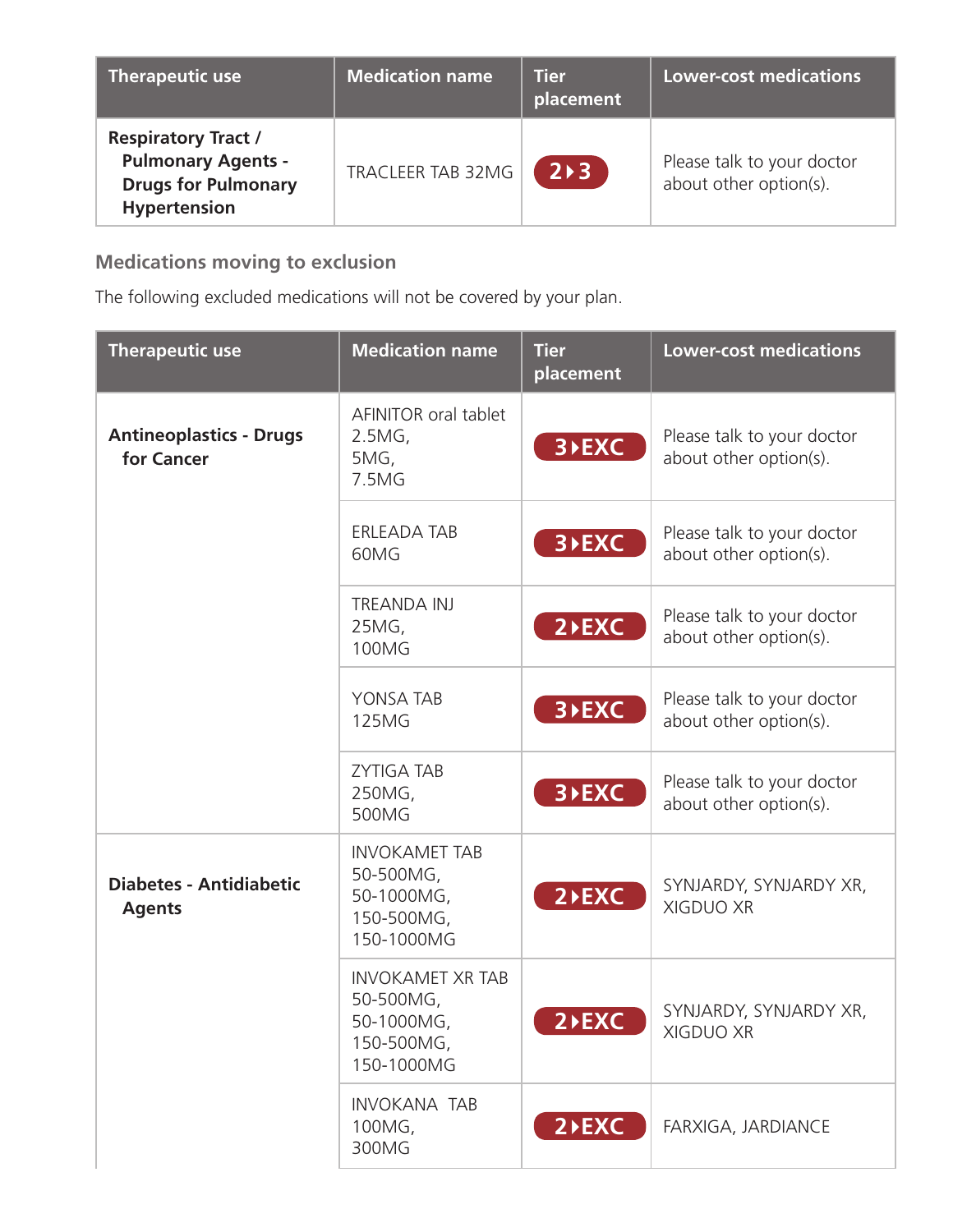| Therapeutic use | Medication name | Tier placement | Lower-cost medications |
| --- | --- | --- | --- |
| **Respiratory Tract / Pulmonary Agents - Drugs for Pulmonary Hypertension** | TRACLEER TAB 32MG | 2 ▸ 3 | Please talk to your doctor about other option(s). |

### Medications moving to exclusion

The following excluded medications will not be covered by your plan.

| Therapeutic use | Medication name | Tier placement | Lower-cost medications |
| --- | --- | --- | --- |
| **Antineoplastics - Drugs for Cancer** | AFINITOR oral tablet 2.5MG, 5MG, 7.5MG | 3 ▸ EXC | Please talk to your doctor about other option(s). |
| | ERLEADA TAB 60MG | 3 ▸ EXC | Please talk to your doctor about other option(s). |
| | TREANDA INJ 25MG, 100MG | 2 ▸ EXC | Please talk to your doctor about other option(s). |
| | YONSA TAB 125MG | 3 ▸ EXC | Please talk to your doctor about other option(s). |
| | ZYTIGA TAB 250MG, 500MG | 3 ▸ EXC | Please talk to your doctor about other option(s). |
| **Diabetes - Antidiabetic Agents** | INVOKAMET TAB 50-500MG, 50-1000MG, 150-500MG, 150-1000MG | 2 ▸ EXC | SYNJARDY, SYNJARDY XR, XIGDUO XR |
| | INVOKAMET XR TAB 50-500MG, 50-1000MG, 150-500MG, 150-1000MG | 2 ▸ EXC | SYNJARDY, SYNJARDY XR, XIGDUO XR |
| | INVOKANA TAB 100MG, 300MG | 2 ▸ EXC | FARXIGA, JARDIANCE |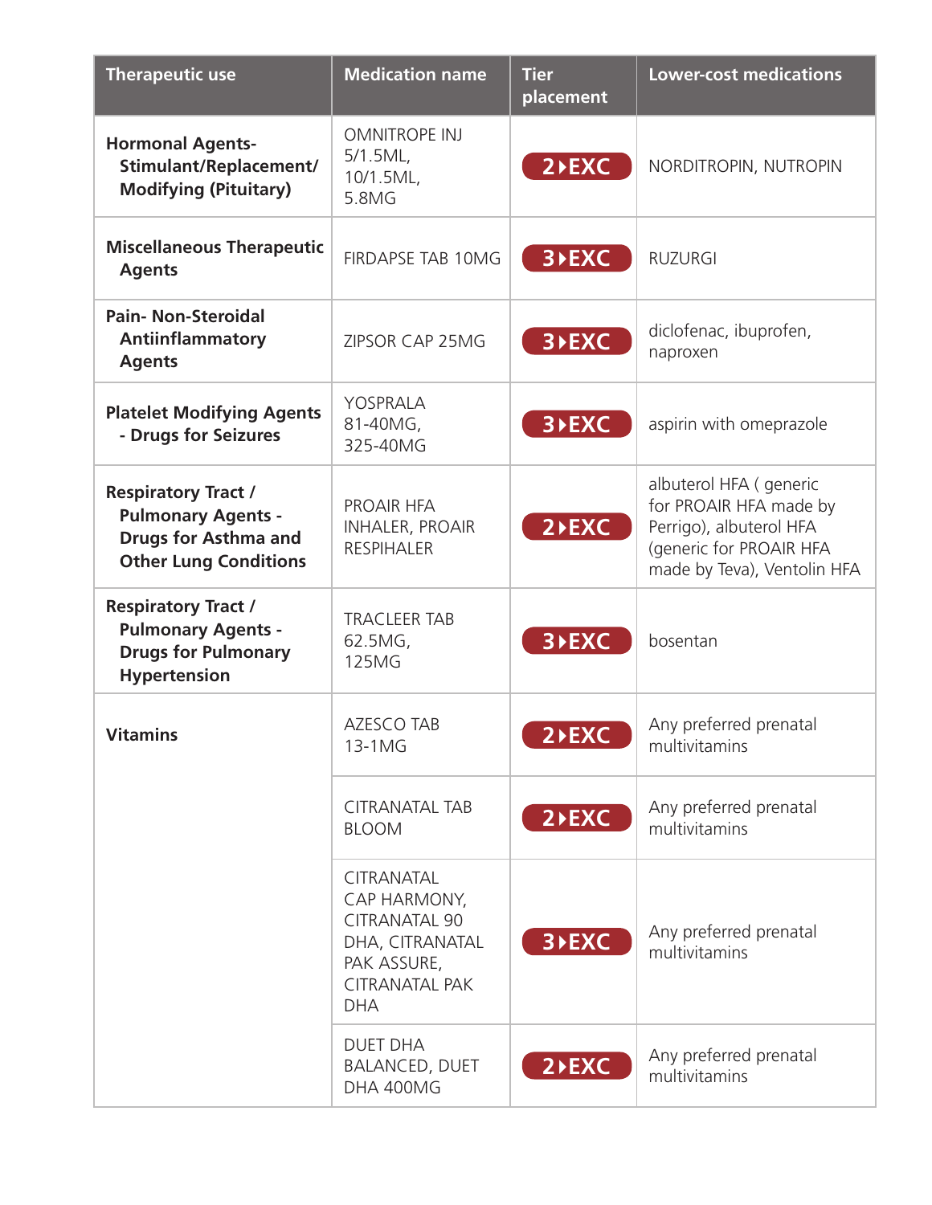| Therapeutic use | Medication name | Tier placement | Lower-cost medications |
| --- | --- | --- | --- |
| **Hormonal Agents-Stimulant/Replacement/ Modifying (Pituitary)** | OMNITROPE INJ 5/1.5ML, 10/1.5ML, 5.8MG | 2 ▸ EXC | NORDITROPIN, NUTROPIN |
| **Miscellaneous Therapeutic Agents** | FIRDAPSE TAB 10MG | 3 ▸ EXC | RUZURGI |
| **Pain- Non-Steroidal Antiinflammatory Agents** | ZIPSOR CAP 25MG | 3 ▸ EXC | diclofenac, ibuprofen, naproxen |
| **Platelet Modifying Agents - Drugs for Seizures** | YOSPRALA 81-40MG, 325-40MG | 3 ▸ EXC | aspirin with omeprazole |
| **Respiratory Tract / Pulmonary Agents - Drugs for Asthma and Other Lung Conditions** | PROAIR HFA INHALER, PROAIR RESPIHALER | 2 ▸ EXC | albuterol HFA ( generic for PROAIR HFA made by Perrigo), albuterol HFA (generic for PROAIR HFA made by Teva), Ventolin HFA |
| **Respiratory Tract / Pulmonary Agents - Drugs for Pulmonary Hypertension** | TRACLEER TAB 62.5MG, 125MG | 3 ▸ EXC | bosentan |
| **Vitamins** | AZESCO TAB 13-1MG | 2 ▸ EXC | Any preferred prenatal multivitamins |
| | CITRANATAL TAB BLOOM | 2 ▸ EXC | Any preferred prenatal multivitamins |
| | CITRANATAL CAP HARMONY, CITRANATAL 90 DHA, CITRANATAL PAK ASSURE, CITRANATAL PAK DHA | 3 ▸ EXC | Any preferred prenatal multivitamins |
| | DUET DHA BALANCED, DUET DHA 400MG | 2 ▸ EXC | Any preferred prenatal multivitamins |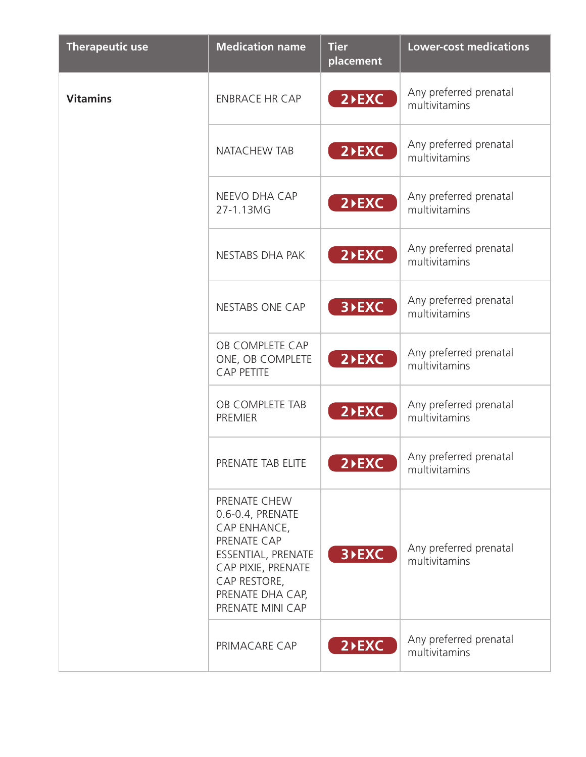| Therapeutic use | Medication name | Tier placement | Lower-cost medications |
| --- | --- | --- | --- |
| **Vitamins** | ENBRACE HR CAP | 2 ▸EXC | Any preferred prenatal multivitamins |
| | NATACHEW TAB | 2 ▸EXC | Any preferred prenatal multivitamins |
| | NEEVO DHA CAP 27-1.13MG | 2 ▸EXC | Any preferred prenatal multivitamins |
| | NESTABS DHA PAK | 2 ▸EXC | Any preferred prenatal multivitamins |
| | NESTABS ONE CAP | 3 ▸EXC | Any preferred prenatal multivitamins |
| | OB COMPLETE CAP ONE, OB COMPLETE CAP PETITE | 2 ▸EXC | Any preferred prenatal multivitamins |
| | OB COMPLETE TAB PREMIER | 2 ▸EXC | Any preferred prenatal multivitamins |
| | PRENATE TAB ELITE | 2 ▸EXC | Any preferred prenatal multivitamins |
| | PRENATE CHEW 0.6-0.4, PRENATE CAP ENHANCE, PRENATE CAP ESSENTIAL, PRENATE CAP PIXIE, PRENATE CAP RESTORE, PRENATE DHA CAP, PRENATE MINI CAP | 3 ▸EXC | Any preferred prenatal multivitamins |
| | PRIMACARE CAP | 2 ▸EXC | Any preferred prenatal multivitamins |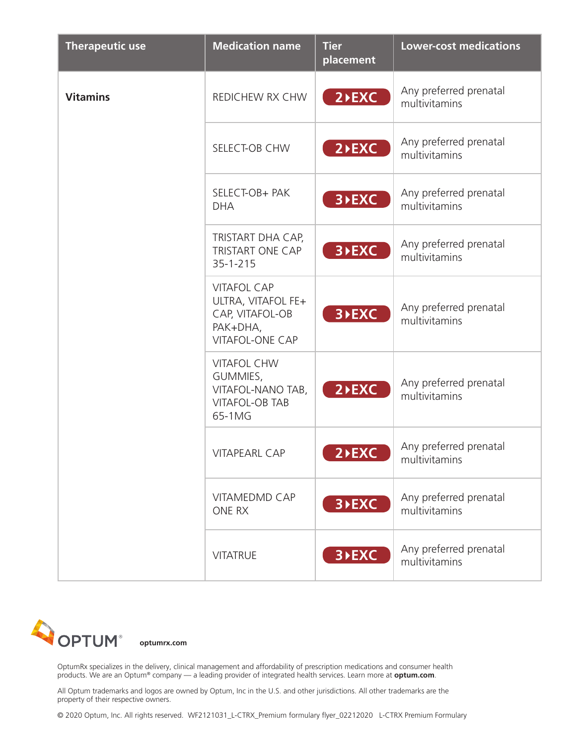| Therapeutic use | Medication name | Tier placement | Lower-cost medications |
|---|---|---|---|
| **Vitamins** | REDICHEW RX CHW | 2 ▸EXC | Any preferred prenatal multivitamins |
| | SELECT-OB CHW | 2 ▸EXC | Any preferred prenatal multivitamins |
| | SELECT-OB+ PAK DHA | 3 ▸EXC | Any preferred prenatal multivitamins |
| | TRISTART DHA CAP, TRISTART ONE CAP 35-1-215 | 3 ▸EXC | Any preferred prenatal multivitamins |
| | VITAFOL CAP ULTRA, VITAFOL FE+ CAP, VITAFOL-OB PAK+DHA, VITAFOL-ONE CAP | 3 ▸EXC | Any preferred prenatal multivitamins |
| | VITAFOL CHW GUMMIES, VITAFOL-NANO TAB, VITAFOL-OB TAB 65-1MG | 2 ▸EXC | Any preferred prenatal multivitamins |
| | VITAPEARL CAP | 2 ▸EXC | Any preferred prenatal multivitamins |
| | VITAMEDMD CAP ONE RX | 3 ▸EXC | Any preferred prenatal multivitamins |
| | VITATRUE | 3 ▸EXC | Any preferred prenatal multivitamins |

OPTUM® **optumrx.com**

OptumRx specializes in the delivery, clinical management and affordability of prescription medications and consumer health products. We are an Optum® company — a leading provider of integrated health services. Learn more at **optum.com**.

All Optum trademarks and logos are owned by Optum, Inc in the U.S. and other jurisdictions. All other trademarks are the property of their respective owners.

© 2020 Optum, Inc. All rights reserved. WF2121031_L-CTRX_Premium formulary flyer_02212020 L-CTRX Premium Formulary